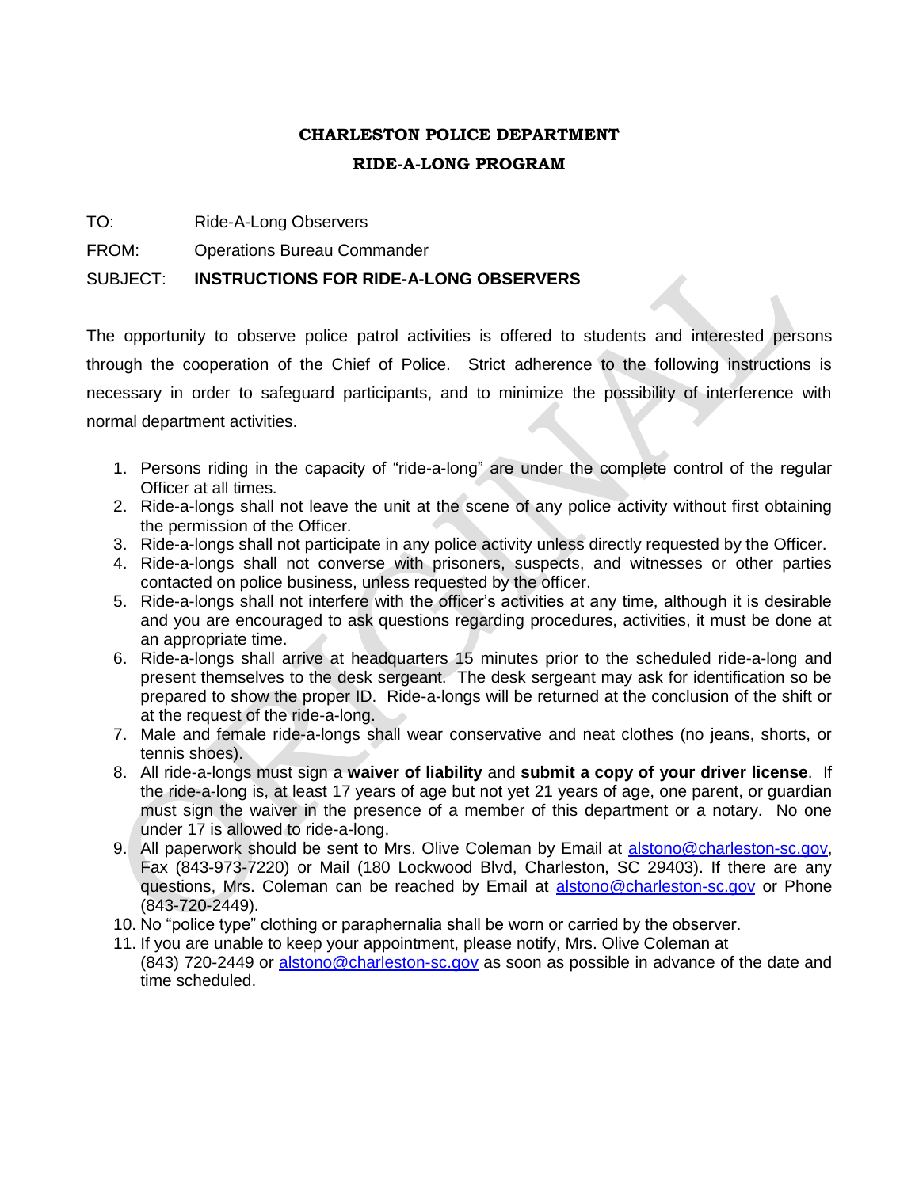# CHARLESTON POLICE DEPARTMENT
## RIDE-A-LONG PROGRAM

TO: Ride-A-Long Observers

FROM: Operations Bureau Commander

SUBJECT: **INSTRUCTIONS FOR RIDE-A-LONG OBSERVERS**

The opportunity to observe police patrol activities is offered to students and interested persons through the cooperation of the Chief of Police. Strict adherence to the following instructions is necessary in order to safeguard participants, and to minimize the possibility of interference with normal department activities.

1. Persons riding in the capacity of "ride-a-long" are under the complete control of the regular Officer at all times.
2. Ride-a-longs shall not leave the unit at the scene of any police activity without first obtaining the permission of the Officer.
3. Ride-a-longs shall not participate in any police activity unless directly requested by the Officer.
4. Ride-a-longs shall not converse with prisoners, suspects, and witnesses or other parties contacted on police business, unless requested by the officer.
5. Ride-a-longs shall not interfere with the officer's activities at any time, although it is desirable and you are encouraged to ask questions regarding procedures, activities, it must be done at an appropriate time.
6. Ride-a-longs shall arrive at headquarters 15 minutes prior to the scheduled ride-a-long and present themselves to the desk sergeant. The desk sergeant may ask for identification so be prepared to show the proper ID. Ride-a-longs will be returned at the conclusion of the shift or at the request of the ride-a-long.
7. Male and female ride-a-longs shall wear conservative and neat clothes (no jeans, shorts, or tennis shoes).
8. All ride-a-longs must sign a **waiver of liability** and **submit a copy of your driver license**. If the ride-a-long is, at least 17 years of age but not yet 21 years of age, one parent, or guardian must sign the waiver in the presence of a member of this department or a notary. No one under 17 is allowed to ride-a-long.
9. All paperwork should be sent to Mrs. Olive Coleman by Email at alstono@charleston-sc.gov, Fax (843-973-7220) or Mail (180 Lockwood Blvd, Charleston, SC 29403). If there are any questions, Mrs. Coleman can be reached by Email at alstono@charleston-sc.gov or Phone (843-720-2449).
10. No "police type" clothing or paraphernalia shall be worn or carried by the observer.
11. If you are unable to keep your appointment, please notify, Mrs. Olive Coleman at (843) 720-2449 or alstono@charleston-sc.gov as soon as possible in advance of the date and time scheduled.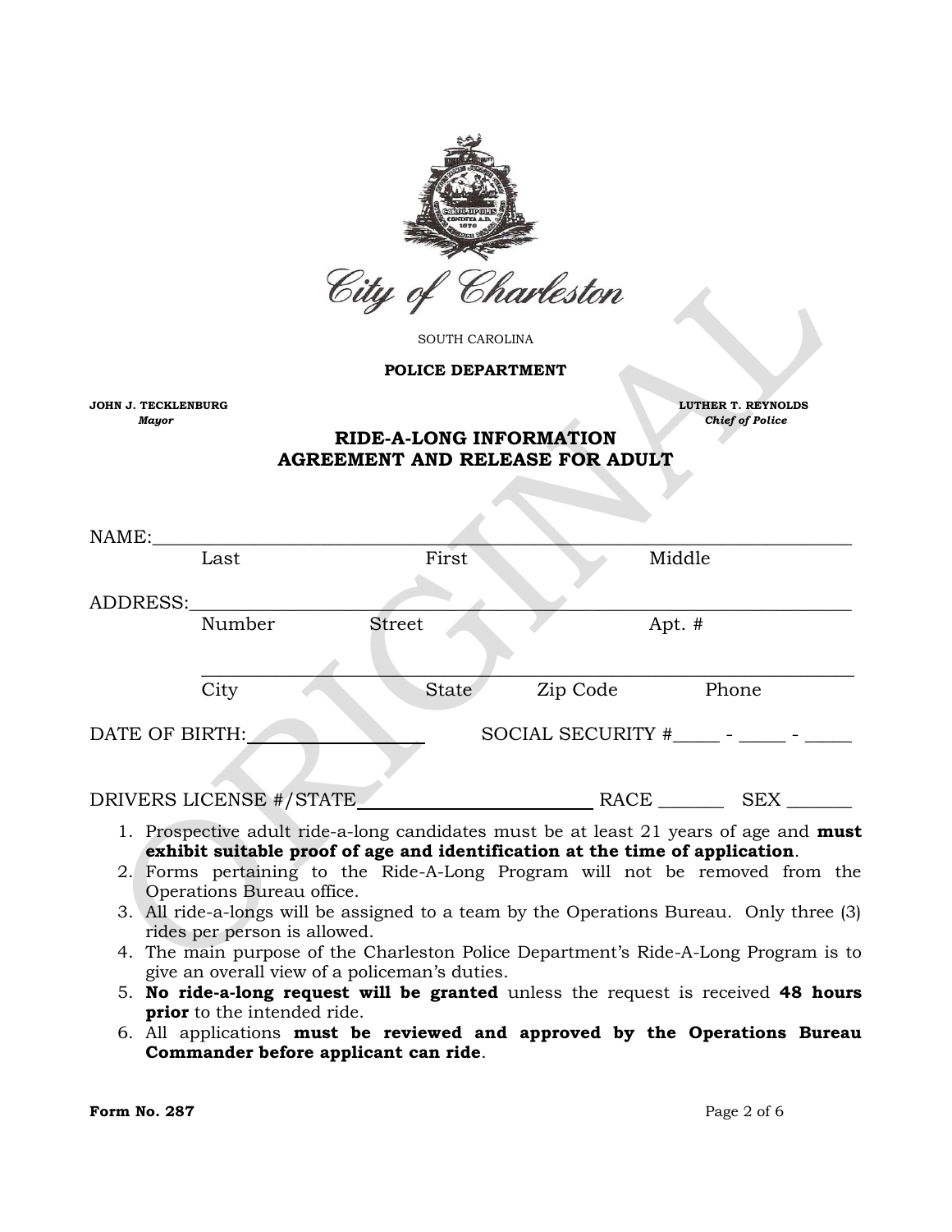City of Charleston

SOUTH CAROLINA

**POLICE DEPARTMENT**

**JOHN J. TECKLENBURG**
***Mayor***

**LUTHER T. REYNOLDS**
***Chief of Police***

## RIDE-A-LONG INFORMATION
## AGREEMENT AND RELEASE FOR ADULT

NAME:______________________________________________________________
Last First Middle

ADDRESS:___________________________________________________________
Number Street Apt. #

___________________________________________________________________
City State Zip Code Phone

DATE OF BIRTH:________________ SOCIAL SECURITY #_____ - _____ - _____

DRIVERS LICENSE #/STATE______________________ RACE _______ SEX _______

1. Prospective adult ride-a-long candidates must be at least 21 years of age and **must exhibit suitable proof of age and identification at the time of application**.
2. Forms pertaining to the Ride-A-Long Program will not be removed from the Operations Bureau office.
3. All ride-a-longs will be assigned to a team by the Operations Bureau. Only three (3) rides per person is allowed.
4. The main purpose of the Charleston Police Department's Ride-A-Long Program is to give an overall view of a policeman's duties.
5. **No ride-a-long request will be granted** unless the request is received **48 hours prior** to the intended ride.
6. All applications **must be reviewed and approved by the Operations Bureau Commander before applicant can ride**.

**Form No. 287**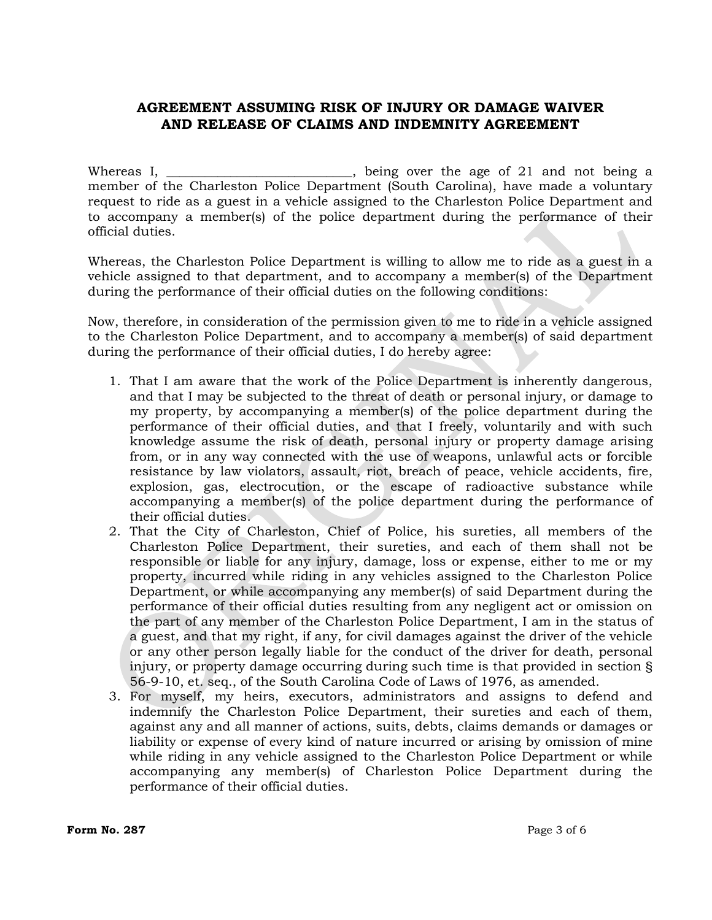## AGREEMENT ASSUMING RISK OF INJURY OR DAMAGE WAIVER AND RELEASE OF CLAIMS AND INDEMNITY AGREEMENT

Whereas I, ____________________________, being over the age of 21 and not being a member of the Charleston Police Department (South Carolina), have made a voluntary request to ride as a guest in a vehicle assigned to the Charleston Police Department and to accompany a member(s) of the police department during the performance of their official duties.

Whereas, the Charleston Police Department is willing to allow me to ride as a guest in a vehicle assigned to that department, and to accompany a member(s) of the Department during the performance of their official duties on the following conditions:

Now, therefore, in consideration of the permission given to me to ride in a vehicle assigned to the Charleston Police Department, and to accompany a member(s) of said department during the performance of their official duties, I do hereby agree:

1. That I am aware that the work of the Police Department is inherently dangerous, and that I may be subjected to the threat of death or personal injury, or damage to my property, by accompanying a member(s) of the police department during the performance of their official duties, and that I freely, voluntarily and with such knowledge assume the risk of death, personal injury or property damage arising from, or in any way connected with the use of weapons, unlawful acts or forcible resistance by law violators, assault, riot, breach of peace, vehicle accidents, fire, explosion, gas, electrocution, or the escape of radioactive substance while accompanying a member(s) of the police department during the performance of their official duties.
2. That the City of Charleston, Chief of Police, his sureties, all members of the Charleston Police Department, their sureties, and each of them shall not be responsible or liable for any injury, damage, loss or expense, either to me or my property, incurred while riding in any vehicles assigned to the Charleston Police Department, or while accompanying any member(s) of said Department during the performance of their official duties resulting from any negligent act or omission on the part of any member of the Charleston Police Department, I am in the status of a guest, and that my right, if any, for civil damages against the driver of the vehicle or any other person legally liable for the conduct of the driver for death, personal injury, or property damage occurring during such time is that provided in section § 56-9-10, et. seq., of the South Carolina Code of Laws of 1976, as amended.
3. For myself, my heirs, executors, administrators and assigns to defend and indemnify the Charleston Police Department, their sureties and each of them, against any and all manner of actions, suits, debts, claims demands or damages or liability or expense of every kind of nature incurred or arising by omission of mine while riding in any vehicle assigned to the Charleston Police Department or while accompanying any member(s) of Charleston Police Department during the performance of their official duties.

**Form No. 287**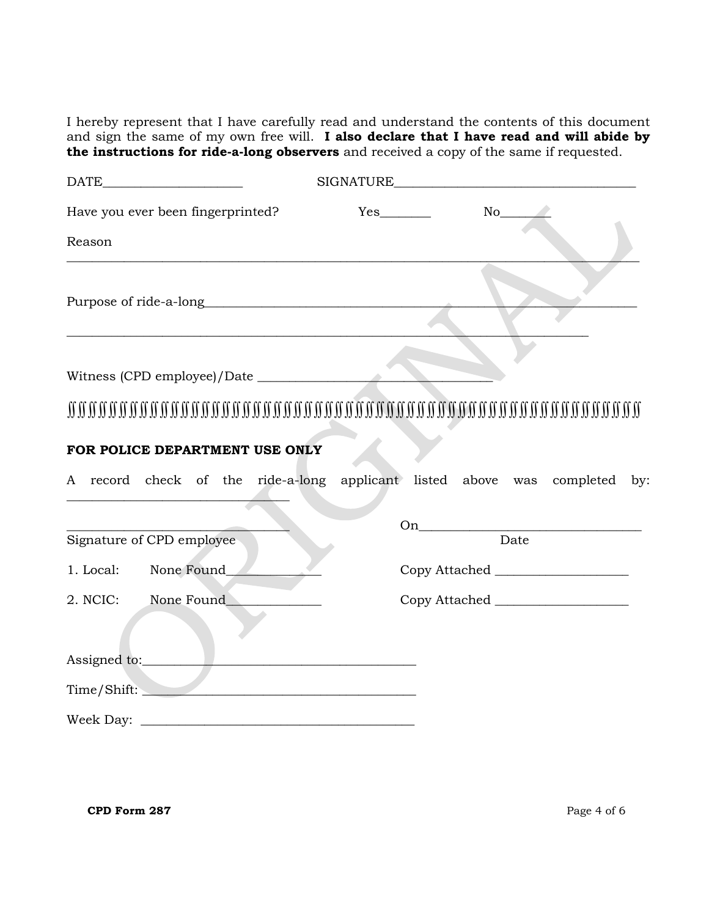I hereby represent that I have carefully read and understand the contents of this document and sign the same of my own free will. **I also declare that I have read and will abide by the instructions for ride-a-long observers** and received a copy of the same if requested.

DATE_____________________ SIGNATURE____________________________________

Have you ever been fingerprinted? Yes_______ No_______

Reason

_____________________________________________________________________________________

Purpose of ride-a-long_______________________________________________________________

_____________________________________________________________________________

Witness (CPD employee)/Date ___________________________________

ʃʃ ʃʃ ʃʃ ʃʃ ʃʃ ʃʃ ʃʃ ʃʃ ʃʃ ʃʃ ʃʃ ʃʃ ʃʃ ʃʃ ʃʃ ʃʃ ʃʃ ʃʃ ʃʃ ʃʃ ʃʃ ʃʃ ʃʃ ʃʃ ʃʃ ʃʃ ʃʃ ʃʃ ʃʃ ʃʃ ʃʃ ʃʃ ʃʃ ʃʃ ʃʃ ʃʃ ʃʃ ʃʃ ʃʃ ʃʃ ʃʃ ʃʃ ʃʃ ʃʃ ʃʃ ʃʃ ʃʃ ʃʃ ʃʃ ʃʃ

**FOR POLICE DEPARTMENT USE ONLY**

A record check of the ride-a-long applicant listed above was completed by: _________________________________

_________________________________ On_________________________________

Signature of CPD employee Date

1. Local: None Found_____________ Copy Attached ___________________

2. NCIC: None Found_____________ Copy Attached ___________________

Assigned to:________________________________________

Time/Shift: ________________________________________

Week Day: ________________________________________

**CPD Form 287**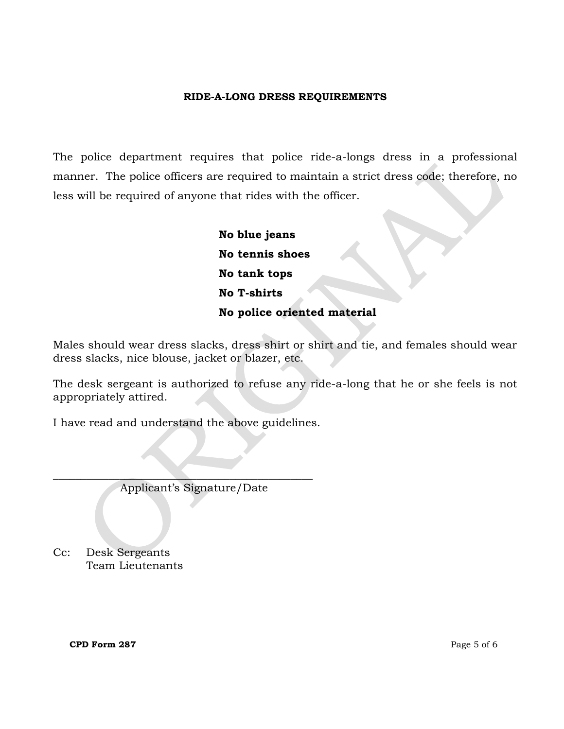**RIDE-A-LONG DRESS REQUIREMENTS**

The police department requires that police ride-a-longs dress in a professional manner. The police officers are required to maintain a strict dress code; therefore, no less will be required of anyone that rides with the officer.

**No blue jeans**
**No tennis shoes**
**No tank tops**
**No T-shirts**
**No police oriented material**

Males should wear dress slacks, dress shirt or shirt and tie, and females should wear dress slacks, nice blouse, jacket or blazer, etc.

The desk sergeant is authorized to refuse any ride-a-long that he or she feels is not appropriately attired.

I have read and understand the above guidelines.

\_\_\_\_\_\_\_\_\_\_\_\_\_\_\_\_\_\_\_\_\_\_\_\_\_\_\_\_\_\_\_\_\_\_\_\_\_\_\_\_\_\_\_\_
Applicant's Signature/Date

Cc: Desk Sergeants
Team Lieutenants

**CPD Form 287**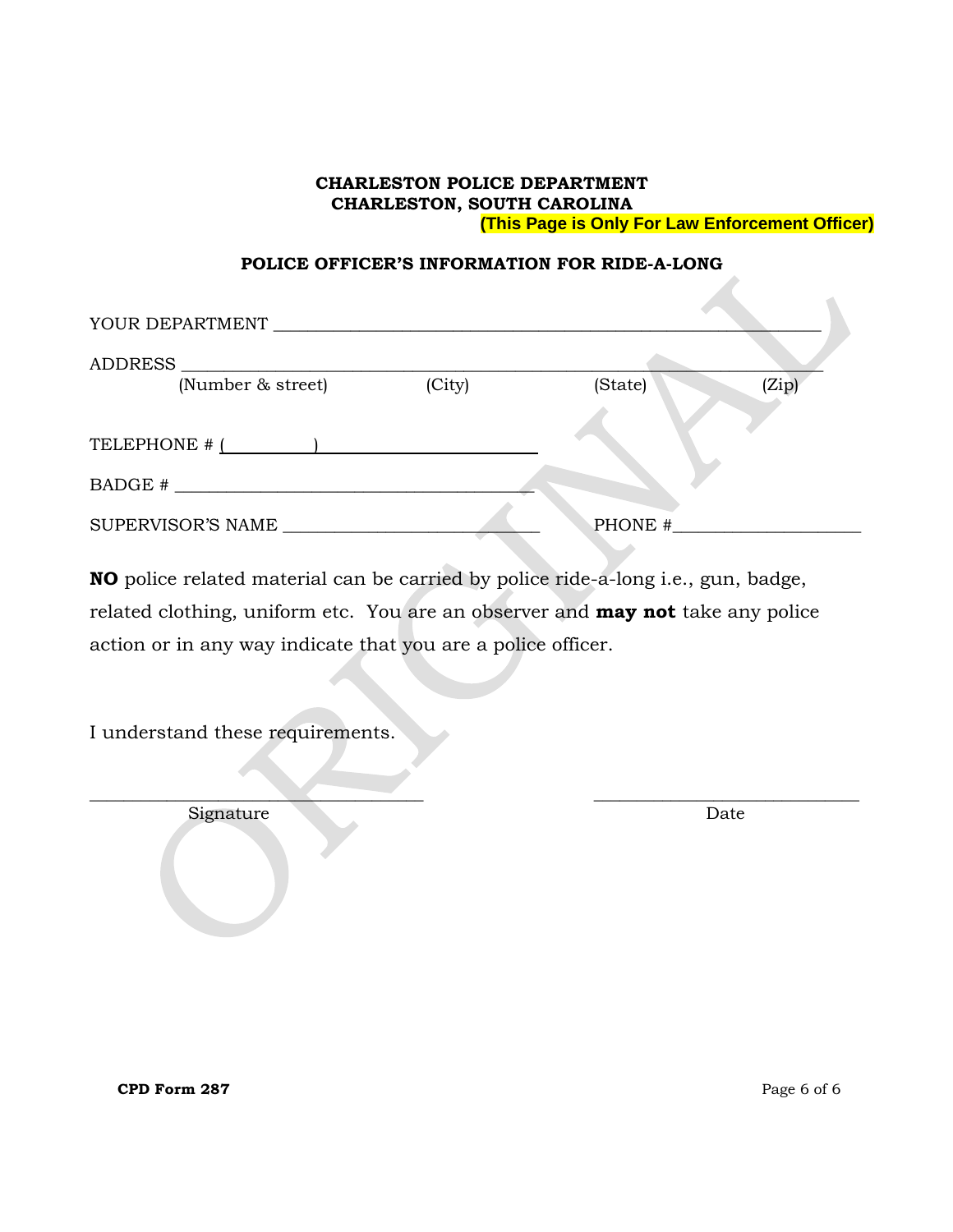**CHARLESTON POLICE DEPARTMENT**
**CHARLESTON, SOUTH CAROLINA**

**(This Page is Only For Law Enforcement Officer)**

## POLICE OFFICER'S INFORMATION FOR RIDE-A-LONG

YOUR DEPARTMENT ______________________________________________________________

ADDRESS ___________________________________________________________________

(Number & street) (City) (State) (Zip)

TELEPHONE # (__________)________________________

BADGE # ________________________________________

SUPERVISOR'S NAME ____________________________ PHONE #____________________

**NO** police related material can be carried by police ride-a-long i.e., gun, badge, related clothing, uniform etc. You are an observer and **may not** take any police action or in any way indicate that you are a police officer.

I understand these requirements.

_____________________________________ _____________________________

Signature Date

**CPD Form 287**